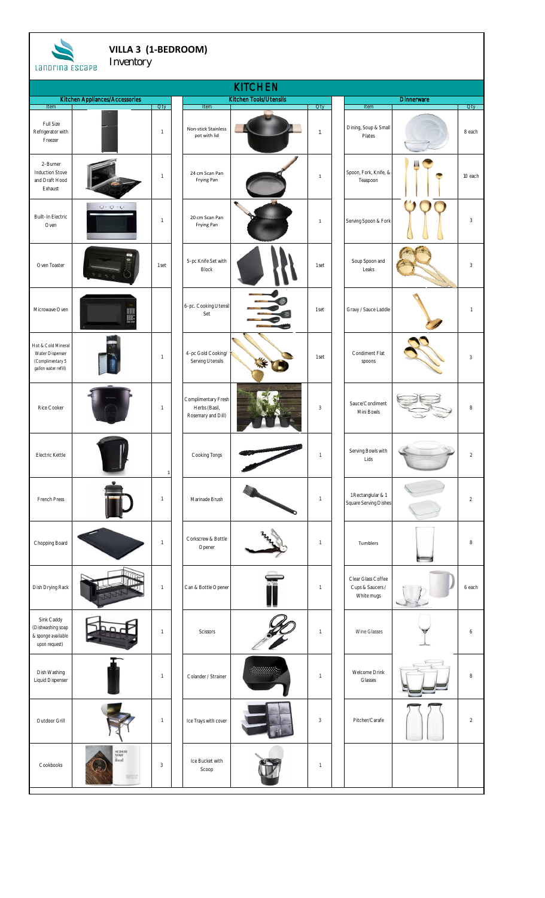# VILLA 3 (1-BEDROOM)

Inventory

## KITCHEN

| Kitchen Appliances/Accessories | | Kitchen Tools/Utensils | | Dinnerware | |
|---|---|---|---|---|---|
| Item | Qty | Item | Qty | Item | Qty |
| Full Size Refrigerator with Freezer | 1 | Non-stick Stainless pot with lid | 1 | Dining, Soup & Small Plates | 8 each |
| 2-Burner Induction Stove and Draft Hood Exhaust | 1 | 24 cm Scan Pan Frying Pan | 1 | Spoon, Fork, Knife, & Teaspoon | 10 each |
| Built-In Electric Oven | 1 | 20 cm Scan Pan Frying Pan | 1 | Serving Spoon & Fork | 3 |
| Oven Toaster | 1 set | 5-pc Knife Set with Block | 1 set | Soup Spoon and Leaks | 3 |
| Microwave Oven | | 6-pc. Cooking Utensil Set | 1 set | Gravy / Sauce Laddle | 1 |
| Hot & Cold Mineral Water Dispenser (Complimentary 5 gallon water refill) | 1 | 4-pc Gold Cooking/ Serving Utensils | 1 set | Condiment Flat spoons | 3 |
| Rice Cooker | 1 | Complimentary Fresh Herbs (Basil, Rosemary and Dill) | 3 | Sauce/Condiment Mini Bowls | 8 |
| Electric Kettle | 1 | Cooking Tongs | 1 | Serving Bowls with Lids | 2 |
| French Press | 1 | Marinade Brush | 1 | 1 Rectanglular & 1 Square Serving Dishes | 2 |
| Chopping Board | 1 | Corkscrew & Bottle Opener | 1 | Tumblers | 8 |
| Dish Drying Rack | 1 | Can & Bottle Opener | 1 | Clear Glass Coffee Cups & Saucers / White mugs | 6 each |
| Sink Caddy (Dishwashing soap & sponge available upon request) | 1 | Scissors | 1 | Wine Glasses | 6 |
| Dish Washing Liquid Dispenser | 1 | Colander / Strainer | 1 | Welcome Drink Glasses | 8 |
| Outdoor Grill | 1 | Ice Trays with cover | 3 | Pitcher/Carafe | 2 |
| Cookbooks | 3 | Ice Bucket with Scoop | 1 | | |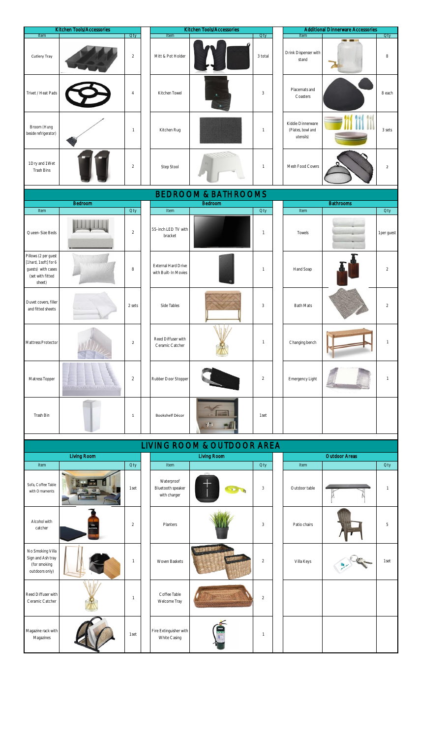| Kitchen Tools/Accessories | | | | Kitchen Tools/Accessories | | | | Additional Dinnerware Accessories | | |
|---|---|---|---|---|---|---|---|---|---|---|
| Item | | Qty | | Item | | Qty | | Item | | Qty |
| Cutlery Tray | | 2 | | Mitt & Pot Holder | | 3 total | | Drink Dispenser with stand | | 8 |
| Trivet / Heat Pads | | 4 | | Kitchen Towel | | 3 | | Placemats and Coasters | | 8 each |
| Broom (Hung beside refrigerator) | | 1 | | Kitchen Rug | | 1 | | Kiddie Dinnerware (Plates, bowl and utensils) | | 3 sets |
| 1 Dry and 1 Wet Trash Bins | | 2 | | Step Stool | | 1 | | Mesh Food Covers | | 2 |

## BEDROOM & BATHROOMS

| Bedroom | | | | Bedroom | | | | Bathrooms | | |
|---|---|---|---|---|---|---|---|---|---|---|
| Item | | Qty | | Item | | Qty | | Item | | Qty |
| Queen-Size Beds | | 2 | | 55-inch LED TV with bracket | | 1 | | Towels | | 1 per guest |
| Pillows (2 per guest [1 hard, 1 soft] for 6 guests) with cases (set with fitted sheet) | | 8 | | External Hard Drive with Built-In Movies | | 1 | | Hand Soap | | 2 |
| Duvet covers, filler and fitted sheets | | 2 sets | | Side Tables | | 3 | | Bath Mats | | 2 |
| Mattress Protector | | 2 | | Reed Diffuser with Ceramic Catcher | | 1 | | Changing bench | | 1 |
| Matress Topper | | 2 | | Rubber Door Stopper | | 2 | | Emergency Light | | 1 |
| Trash Bin | | 1 | | Bookshelf Décor | | 1 set | | | | |

## LIVING ROOM & OUTDOOR AREA

| Living Room | | | | Living Room | | | | Outdoor Areas | | |
|---|---|---|---|---|---|---|---|---|---|---|
| Item | | Qty | | Item | | Qty | | Item | | Qty |
| Sofa, Coffee Table with Ornaments | | 1 set | | Waterproof Bluetooth speaker with charger | | 3 | | Outdoor table | | 1 |
| Alcohol with catcher | | 2 | | Planters | | 3 | | Patio chairs | | 5 |
| No Smoking Villa Sign and Ash tray (for smoking outdoors only) | | 1 | | Woven Baskets | | 2 | | Villa Keys | | 1 set |
| Reed Diffuser with Ceramic Catcher | | 1 | | Coffee Table Welcome Tray | | 2 | | | | |
| Magazine rack with Magazines | | 1 set | | Fire Extinguisher with White Casing | | 1 | | | | |